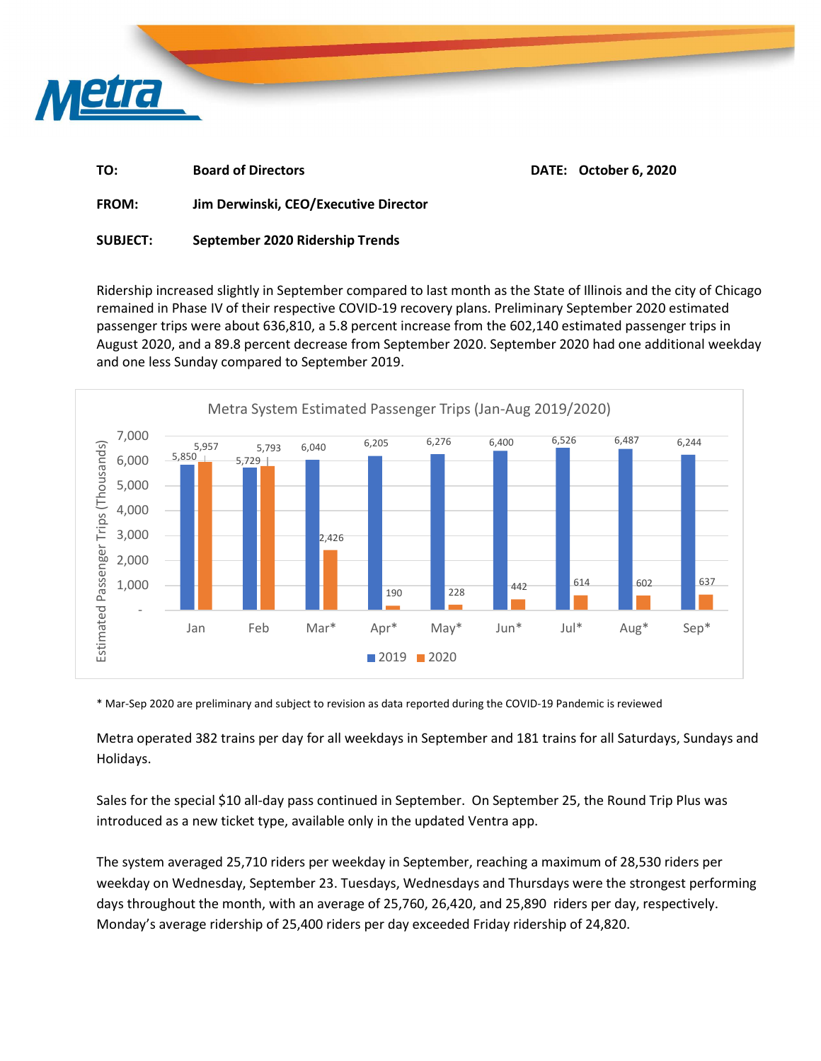Metra

| | | | |
|---|---|---|---|
| **TO:** | **Board of Directors** | **DATE:** | **October 6, 2020** |
| **FROM:** | **Jim Derwinski, CEO/Executive Director** | | |
| **SUBJECT:** | **September 2020 Ridership Trends** | | |

Ridership increased slightly in September compared to last month as the State of Illinois and the city of Chicago remained in Phase IV of their respective COVID-19 recovery plans. Preliminary September 2020 estimated passenger trips were about 636,810, a 5.8 percent increase from the 602,140 estimated passenger trips in August 2020, and a 89.8 percent decrease from September 2020. September 2020 had one additional weekday and one less Sunday compared to September 2019.

**Metra System Estimated Passenger Trips (Jan-Aug 2019/2020)**

Estimated Passenger Trips (Thousands)

| Month | 2019 | 2020 |
|---|---|---|
| Jan | 5,850 | 5,957 |
| Feb | 5,729 | 5,793 |
| Mar* | 6,040 | 2,426 |
| Apr* | 6,205 | 190 |
| May* | 6,276 | 228 |
| Jun* | 6,400 | 442 |
| Jul* | 6,526 | 614 |
| Aug* | 6,487 | 602 |
| Sep* | 6,244 | 637 |

\* Mar-Sep 2020 are preliminary and subject to revision as data reported during the COVID-19 Pandemic is reviewed

Metra operated 382 trains per day for all weekdays in September and 181 trains for all Saturdays, Sundays and Holidays.

Sales for the special $10 all-day pass continued in September. On September 25, the Round Trip Plus was introduced as a new ticket type, available only in the updated Ventra app.

The system averaged 25,710 riders per weekday in September, reaching a maximum of 28,530 riders per weekday on Wednesday, September 23. Tuesdays, Wednesdays and Thursdays were the strongest performing days throughout the month, with an average of 25,760, 26,420, and 25,890 riders per day, respectively. Monday's average ridership of 25,400 riders per day exceeded Friday ridership of 24,820.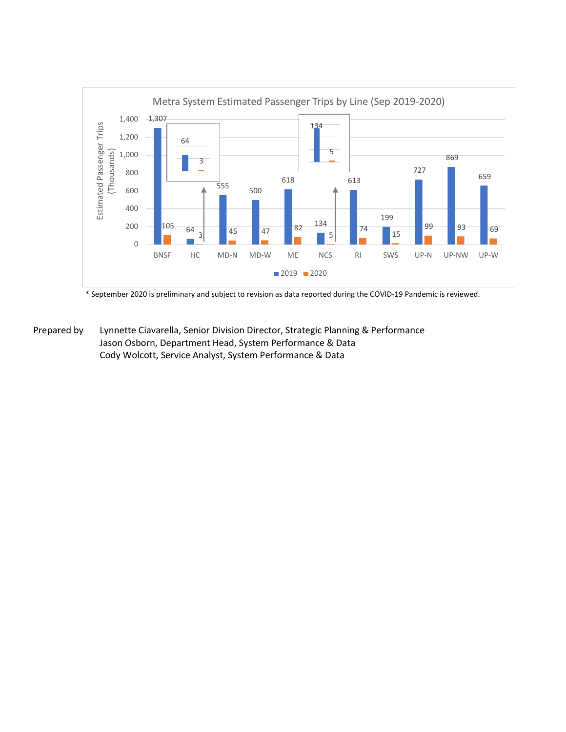Metra System Estimated Passenger Trips by Line (Sep 2019-2020)

Estimated Passenger Trips (Thousands)

1,400
1,200
1,000
800
600
400
200
0

1,307
105
64
3
555
45
500
47
618
82
134
5
613
74
199
15
727
99
869
93
659
69

64
3

134
5

BNSF
HC
MD-N
MD-W
ME
NCS
RI
SWS
UP-N
UP-NW
UP-W

2019
2020

* September 2020 is preliminary and subject to revision as data reported during the COVID-19 Pandemic is reviewed.

Prepared by Lynnette Ciavarella, Senior Division Director, Strategic Planning & Performance
Jason Osborn, Department Head, System Performance & Data
Cody Wolcott, Service Analyst, System Performance & Data